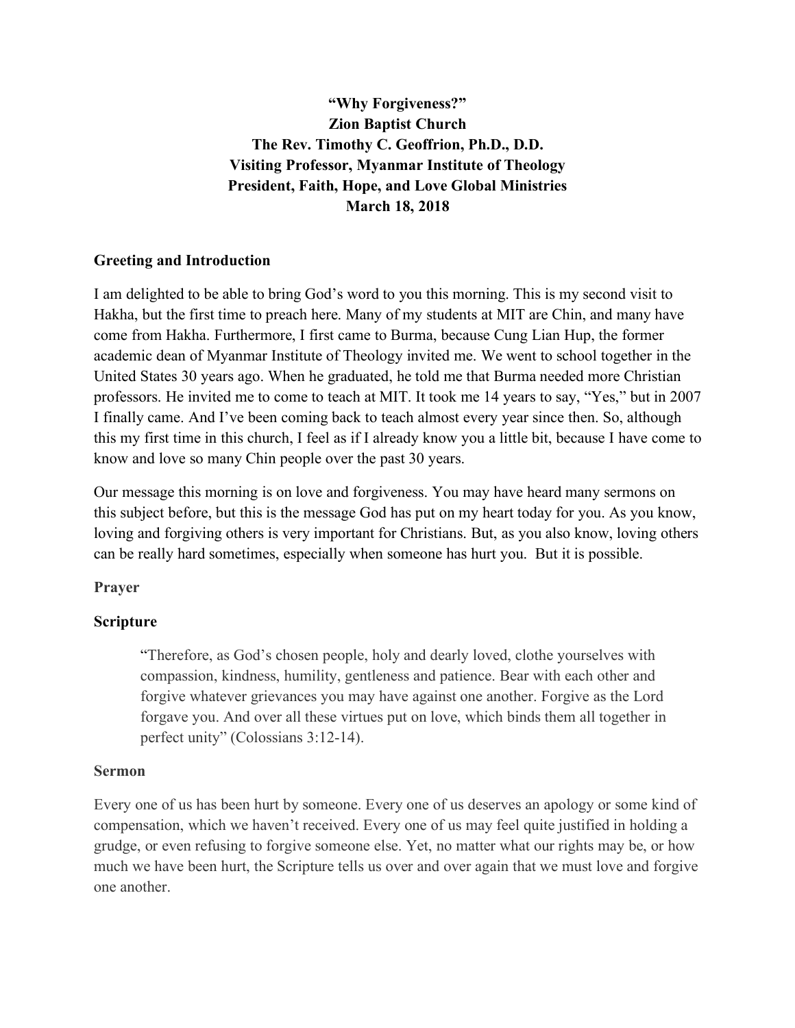**"Why Forgiveness?"**
**Zion Baptist Church**
**The Rev. Timothy C. Geoffrion, Ph.D., D.D.**
**Visiting Professor, Myanmar Institute of Theology**
**President, Faith, Hope, and Love Global Ministries**
**March 18, 2018**

## Greeting and Introduction

I am delighted to be able to bring God's word to you this morning. This is my second visit to Hakha, but the first time to preach here. Many of my students at MIT are Chin, and many have come from Hakha. Furthermore, I first came to Burma, because Cung Lian Hup, the former academic dean of Myanmar Institute of Theology invited me. We went to school together in the United States 30 years ago. When he graduated, he told me that Burma needed more Christian professors. He invited me to come to teach at MIT. It took me 14 years to say, "Yes," but in 2007 I finally came. And I've been coming back to teach almost every year since then. So, although this my first time in this church, I feel as if I already know you a little bit, because I have come to know and love so many Chin people over the past 30 years.

Our message this morning is on love and forgiveness. You may have heard many sermons on this subject before, but this is the message God has put on my heart today for you. As you know, loving and forgiving others is very important for Christians. But, as you also know, loving others can be really hard sometimes, especially when someone has hurt you. But it is possible.

## Prayer

## Scripture

> "Therefore, as God's chosen people, holy and dearly loved, clothe yourselves with compassion, kindness, humility, gentleness and patience. Bear with each other and forgive whatever grievances you may have against one another. Forgive as the Lord forgave you. And over all these virtues put on love, which binds them all together in perfect unity" (Colossians 3:12-14).

## Sermon

Every one of us has been hurt by someone. Every one of us deserves an apology or some kind of compensation, which we haven't received. Every one of us may feel quite justified in holding a grudge, or even refusing to forgive someone else. Yet, no matter what our rights may be, or how much we have been hurt, the Scripture tells us over and over again that we must love and forgive one another.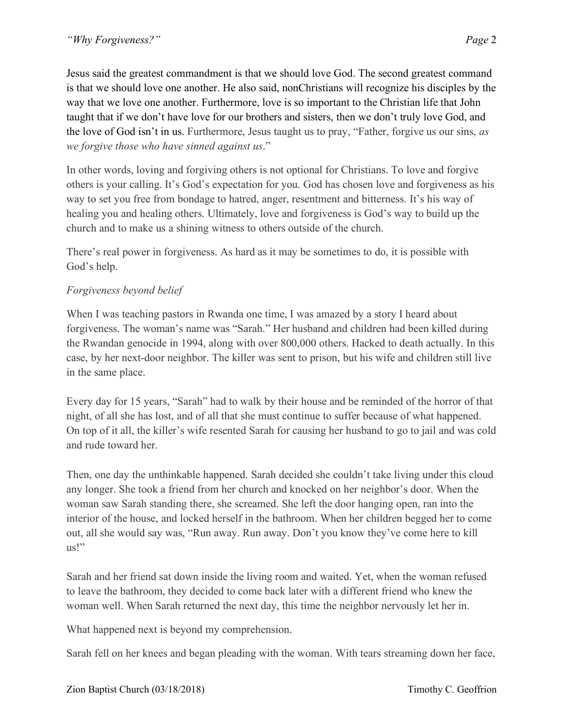Jesus said the greatest commandment is that we should love God. The second greatest command is that we should love one another. He also said, nonChristians will recognize his disciples by the way that we love one another. Furthermore, love is so important to the Christian life that John taught that if we don't have love for our brothers and sisters, then we don't truly love God, and the love of God isn't in us. Furthermore, Jesus taught us to pray, "Father, forgive us our sins, *as we forgive those who have sinned against us*."

In other words, loving and forgiving others is not optional for Christians. To love and forgive others is your calling. It's God's expectation for you. God has chosen love and forgiveness as his way to set you free from bondage to hatred, anger, resentment and bitterness. It's his way of healing you and healing others. Ultimately, love and forgiveness is God's way to build up the church and to make us a shining witness to others outside of the church.

There's real power in forgiveness. As hard as it may be sometimes to do, it is possible with God's help.

*Forgiveness beyond belief*

When I was teaching pastors in Rwanda one time, I was amazed by a story I heard about forgiveness. The woman's name was "Sarah." Her husband and children had been killed during the Rwandan genocide in 1994, along with over 800,000 others. Hacked to death actually. In this case, by her next-door neighbor. The killer was sent to prison, but his wife and children still live in the same place.

Every day for 15 years, "Sarah" had to walk by their house and be reminded of the horror of that night, of all she has lost, and of all that she must continue to suffer because of what happened. On top of it all, the killer's wife resented Sarah for causing her husband to go to jail and was cold and rude toward her.

Then, one day the unthinkable happened. Sarah decided she couldn't take living under this cloud any longer. She took a friend from her church and knocked on her neighbor's door. When the woman saw Sarah standing there, she screamed. She left the door hanging open, ran into the interior of the house, and locked herself in the bathroom. When her children begged her to come out, all she would say was, "Run away. Run away. Don't you know they've come here to kill us!"

Sarah and her friend sat down inside the living room and waited. Yet, when the woman refused to leave the bathroom, they decided to come back later with a different friend who knew the woman well. When Sarah returned the next day, this time the neighbor nervously let her in.

What happened next is beyond my comprehension.

Sarah fell on her knees and began pleading with the woman. With tears streaming down her face,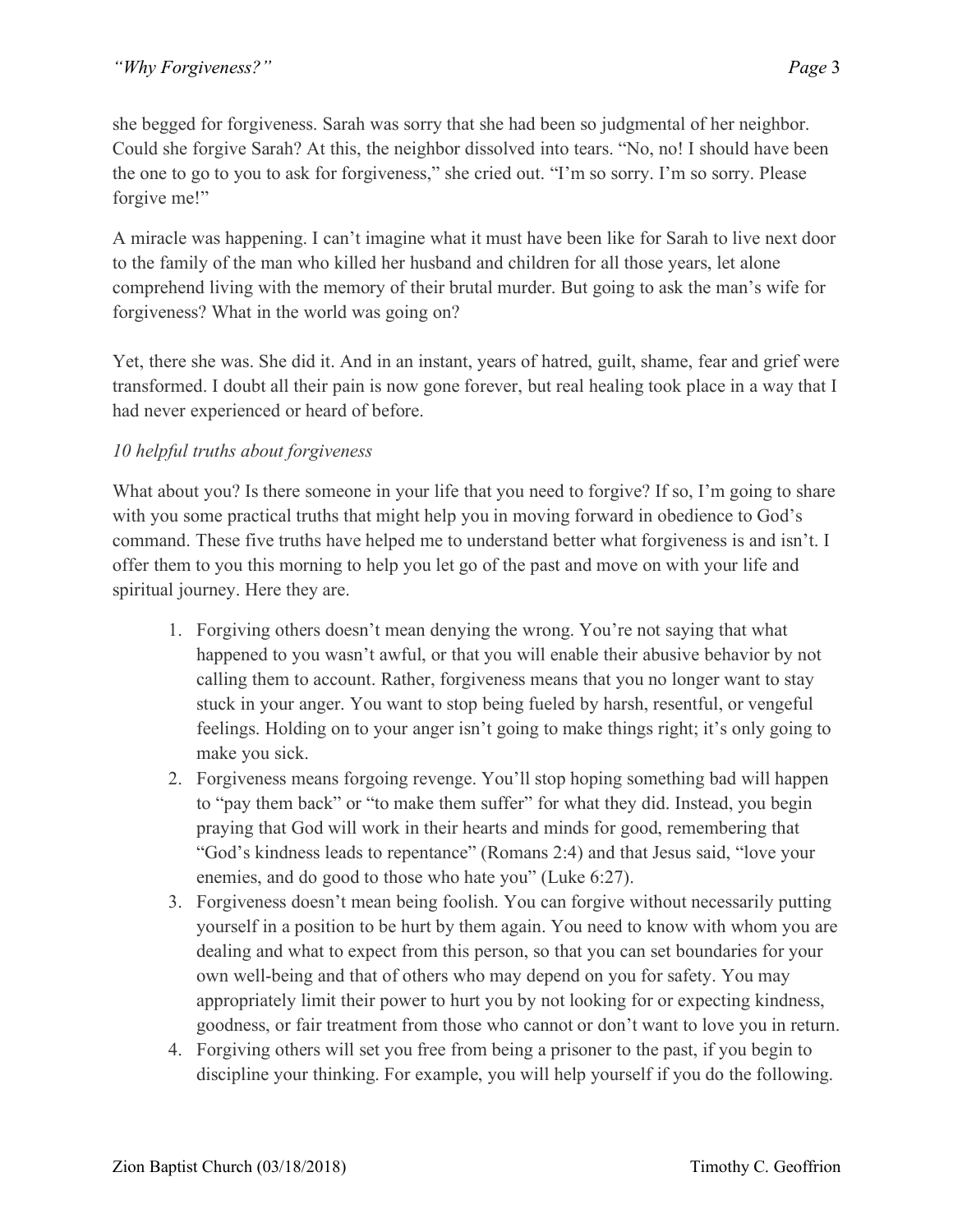she begged for forgiveness. Sarah was sorry that she had been so judgmental of her neighbor. Could she forgive Sarah? At this, the neighbor dissolved into tears. "No, no! I should have been the one to go to you to ask for forgiveness," she cried out. "I'm so sorry. I'm so sorry. Please forgive me!"

A miracle was happening. I can't imagine what it must have been like for Sarah to live next door to the family of the man who killed her husband and children for all those years, let alone comprehend living with the memory of their brutal murder. But going to ask the man's wife for forgiveness? What in the world was going on?

Yet, there she was. She did it. And in an instant, years of hatred, guilt, shame, fear and grief were transformed. I doubt all their pain is now gone forever, but real healing took place in a way that I had never experienced or heard of before.

*10 helpful truths about forgiveness*

What about you? Is there someone in your life that you need to forgive? If so, I'm going to share with you some practical truths that might help you in moving forward in obedience to God's command. These five truths have helped me to understand better what forgiveness is and isn't. I offer them to you this morning to help you let go of the past and move on with your life and spiritual journey. Here they are.

1. Forgiving others doesn't mean denying the wrong. You're not saying that what happened to you wasn't awful, or that you will enable their abusive behavior by not calling them to account. Rather, forgiveness means that you no longer want to stay stuck in your anger. You want to stop being fueled by harsh, resentful, or vengeful feelings. Holding on to your anger isn't going to make things right; it's only going to make you sick.
2. Forgiveness means forgoing revenge. You'll stop hoping something bad will happen to "pay them back" or "to make them suffer" for what they did. Instead, you begin praying that God will work in their hearts and minds for good, remembering that "God's kindness leads to repentance" (Romans 2:4) and that Jesus said, "love your enemies, and do good to those who hate you" (Luke 6:27).
3. Forgiveness doesn't mean being foolish. You can forgive without necessarily putting yourself in a position to be hurt by them again. You need to know with whom you are dealing and what to expect from this person, so that you can set boundaries for your own well-being and that of others who may depend on you for safety. You may appropriately limit their power to hurt you by not looking for or expecting kindness, goodness, or fair treatment from those who cannot or don't want to love you in return.
4. Forgiving others will set you free from being a prisoner to the past, if you begin to discipline your thinking. For example, you will help yourself if you do the following.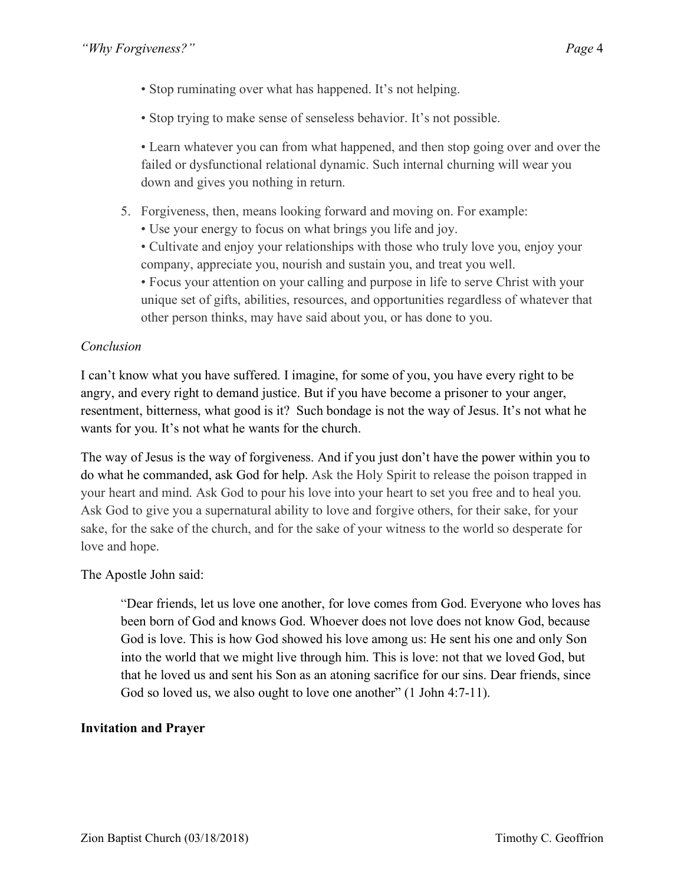• Stop ruminating over what has happened. It's not helping.

• Stop trying to make sense of senseless behavior. It's not possible.

• Learn whatever you can from what happened, and then stop going over and over the failed or dysfunctional relational dynamic. Such internal churning will wear you down and gives you nothing in return.

5. Forgiveness, then, means looking forward and moving on. For example:
   • Use your energy to focus on what brings you life and joy.
   • Cultivate and enjoy your relationships with those who truly love you, enjoy your company, appreciate you, nourish and sustain you, and treat you well.
   • Focus your attention on your calling and purpose in life to serve Christ with your unique set of gifts, abilities, resources, and opportunities regardless of whatever that other person thinks, may have said about you, or has done to you.

*Conclusion*

I can't know what you have suffered. I imagine, for some of you, you have every right to be angry, and every right to demand justice. But if you have become a prisoner to your anger, resentment, bitterness, what good is it? Such bondage is not the way of Jesus. It's not what he wants for you. It's not what he wants for the church.

The way of Jesus is the way of forgiveness. And if you just don't have the power within you to do what he commanded, ask God for help. Ask the Holy Spirit to release the poison trapped in your heart and mind. Ask God to pour his love into your heart to set you free and to heal you. Ask God to give you a supernatural ability to love and forgive others, for their sake, for your sake, for the sake of the church, and for the sake of your witness to the world so desperate for love and hope.

The Apostle John said:

> "Dear friends, let us love one another, for love comes from God. Everyone who loves has been born of God and knows God. Whoever does not love does not know God, because God is love. This is how God showed his love among us: He sent his one and only Son into the world that we might live through him. This is love: not that we loved God, but that he loved us and sent his Son as an atoning sacrifice for our sins. Dear friends, since God so loved us, we also ought to love one another" (1 John 4:7-11).

**Invitation and Prayer**